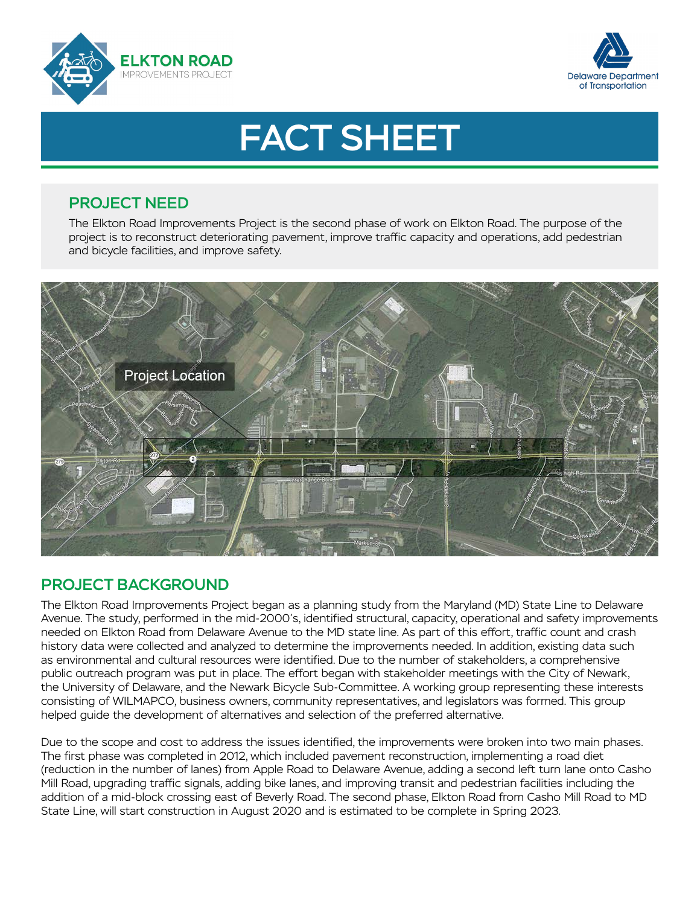ELKTON ROAD
IMPROVEMENTS PROJECT

Delaware Department of Transportation

# FACT SHEET

## PROJECT NEED

The Elkton Road Improvements Project is the second phase of work on Elkton Road. The purpose of the project is to reconstruct deteriorating pavement, improve traffic capacity and operations, add pedestrian and bicycle facilities, and improve safety.

## PROJECT BACKGROUND

The Elkton Road Improvements Project began as a planning study from the Maryland (MD) State Line to Delaware Avenue. The study, performed in the mid-2000's, identified structural, capacity, operational and safety improvements needed on Elkton Road from Delaware Avenue to the MD state line. As part of this effort, traffic count and crash history data were collected and analyzed to determine the improvements needed. In addition, existing data such as environmental and cultural resources were identified. Due to the number of stakeholders, a comprehensive public outreach program was put in place. The effort began with stakeholder meetings with the City of Newark, the University of Delaware, and the Newark Bicycle Sub-Committee. A working group representing these interests consisting of WILMAPCO, business owners, community representatives, and legislators was formed. This group helped guide the development of alternatives and selection of the preferred alternative.

Due to the scope and cost to address the issues identified, the improvements were broken into two main phases. The first phase was completed in 2012, which included pavement reconstruction, implementing a road diet (reduction in the number of lanes) from Apple Road to Delaware Avenue, adding a second left turn lane onto Casho Mill Road, upgrading traffic signals, adding bike lanes, and improving transit and pedestrian facilities including the addition of a mid-block crossing east of Beverly Road. The second phase, Elkton Road from Casho Mill Road to MD State Line, will start construction in August 2020 and is estimated to be complete in Spring 2023.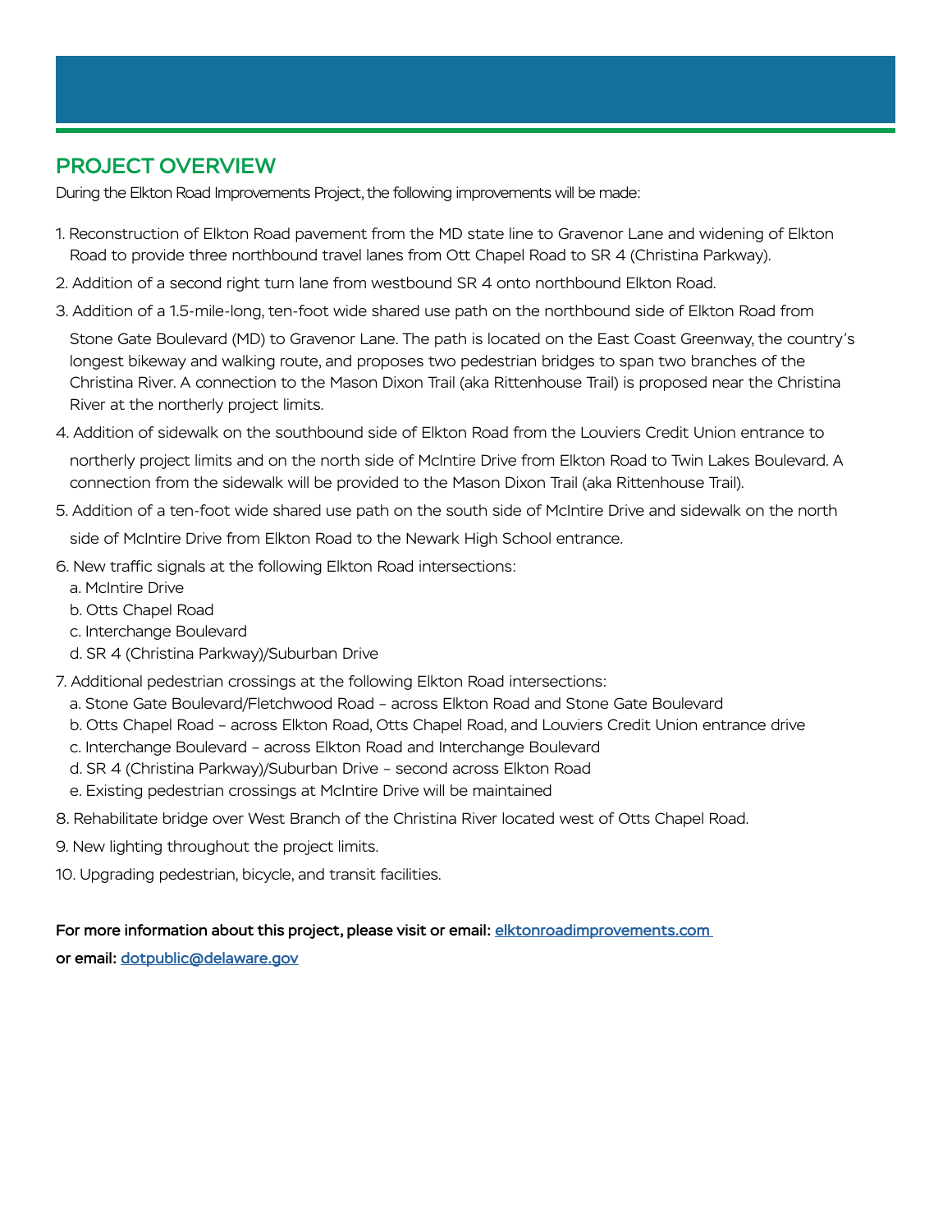## PROJECT OVERVIEW

During the Elkton Road Improvements Project, the following improvements will be made:

1. Reconstruction of Elkton Road pavement from the MD state line to Gravenor Lane and widening of Elkton Road to provide three northbound travel lanes from Ott Chapel Road to SR 4 (Christina Parkway).
2. Addition of a second right turn lane from westbound SR 4 onto northbound Elkton Road.
3. Addition of a 1.5-mile-long, ten-foot wide shared use path on the northbound side of Elkton Road from Stone Gate Boulevard (MD) to Gravenor Lane. The path is located on the East Coast Greenway, the country's longest bikeway and walking route, and proposes two pedestrian bridges to span two branches of the Christina River. A connection to the Mason Dixon Trail (aka Rittenhouse Trail) is proposed near the Christina River at the northerly project limits.
4. Addition of sidewalk on the southbound side of Elkton Road from the Louviers Credit Union entrance to northerly project limits and on the north side of McIntire Drive from Elkton Road to Twin Lakes Boulevard. A connection from the sidewalk will be provided to the Mason Dixon Trail (aka Rittenhouse Trail).
5. Addition of a ten-foot wide shared use path on the south side of McIntire Drive and sidewalk on the north side of McIntire Drive from Elkton Road to the Newark High School entrance.
6. New traffic signals at the following Elkton Road intersections:
   a. McIntire Drive
   b. Otts Chapel Road
   c. Interchange Boulevard
   d. SR 4 (Christina Parkway)/Suburban Drive
7. Additional pedestrian crossings at the following Elkton Road intersections:
   a. Stone Gate Boulevard/Fletchwood Road – across Elkton Road and Stone Gate Boulevard
   b. Otts Chapel Road – across Elkton Road, Otts Chapel Road, and Louviers Credit Union entrance drive
   c. Interchange Boulevard – across Elkton Road and Interchange Boulevard
   d. SR 4 (Christina Parkway)/Suburban Drive – second across Elkton Road
   e. Existing pedestrian crossings at McIntire Drive will be maintained
8. Rehabilitate bridge over West Branch of the Christina River located west of Otts Chapel Road.
9. New lighting throughout the project limits.
10. Upgrading pedestrian, bicycle, and transit facilities.

**For more information about this project, please visit or email:** [elktonroadimprovements.com](elktonroadimprovements.com)

**or email:** [dotpublic@delaware.gov](mailto:dotpublic@delaware.gov)